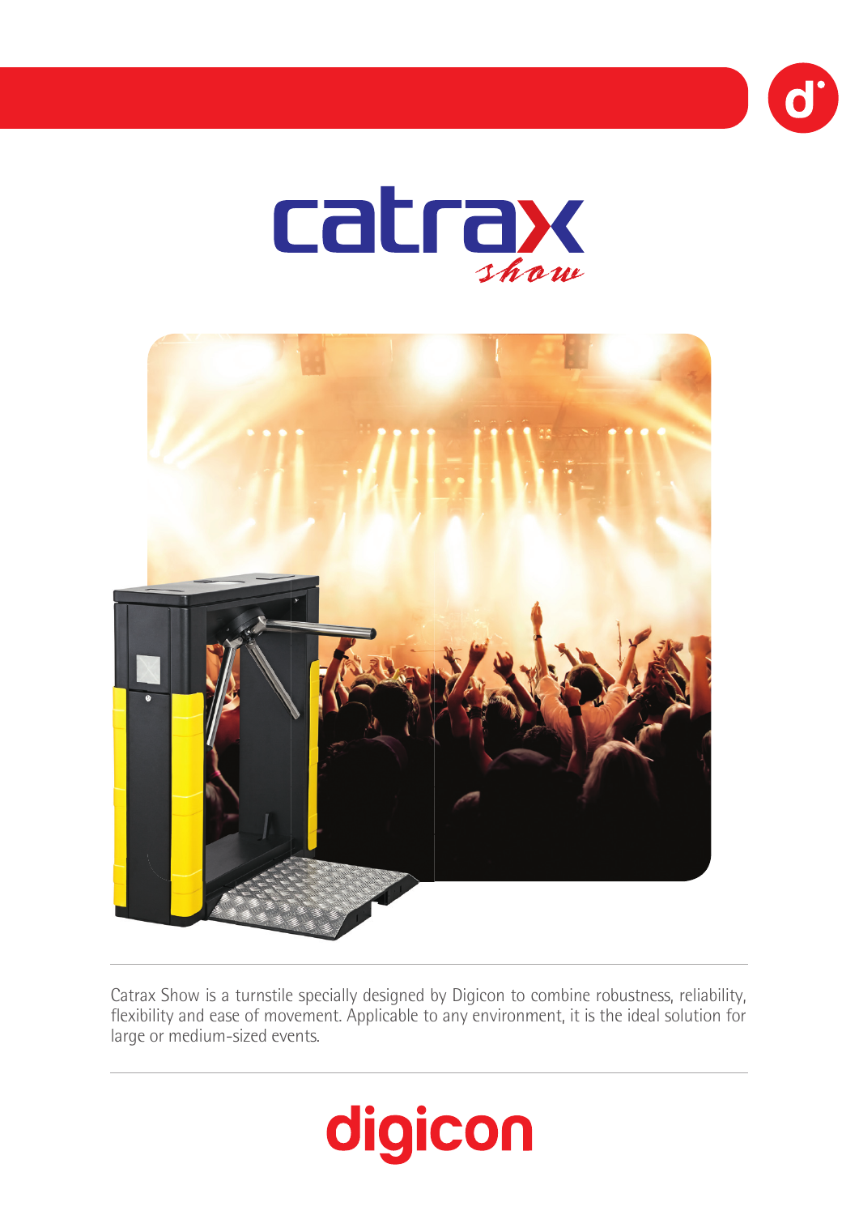# catrax show

Catrax Show is a turnstile specially designed by Digicon to combine robustness, reliability, flexibility and ease of movement. Applicable to any environment, it is the ideal solution for large or medium-sized events.

digicon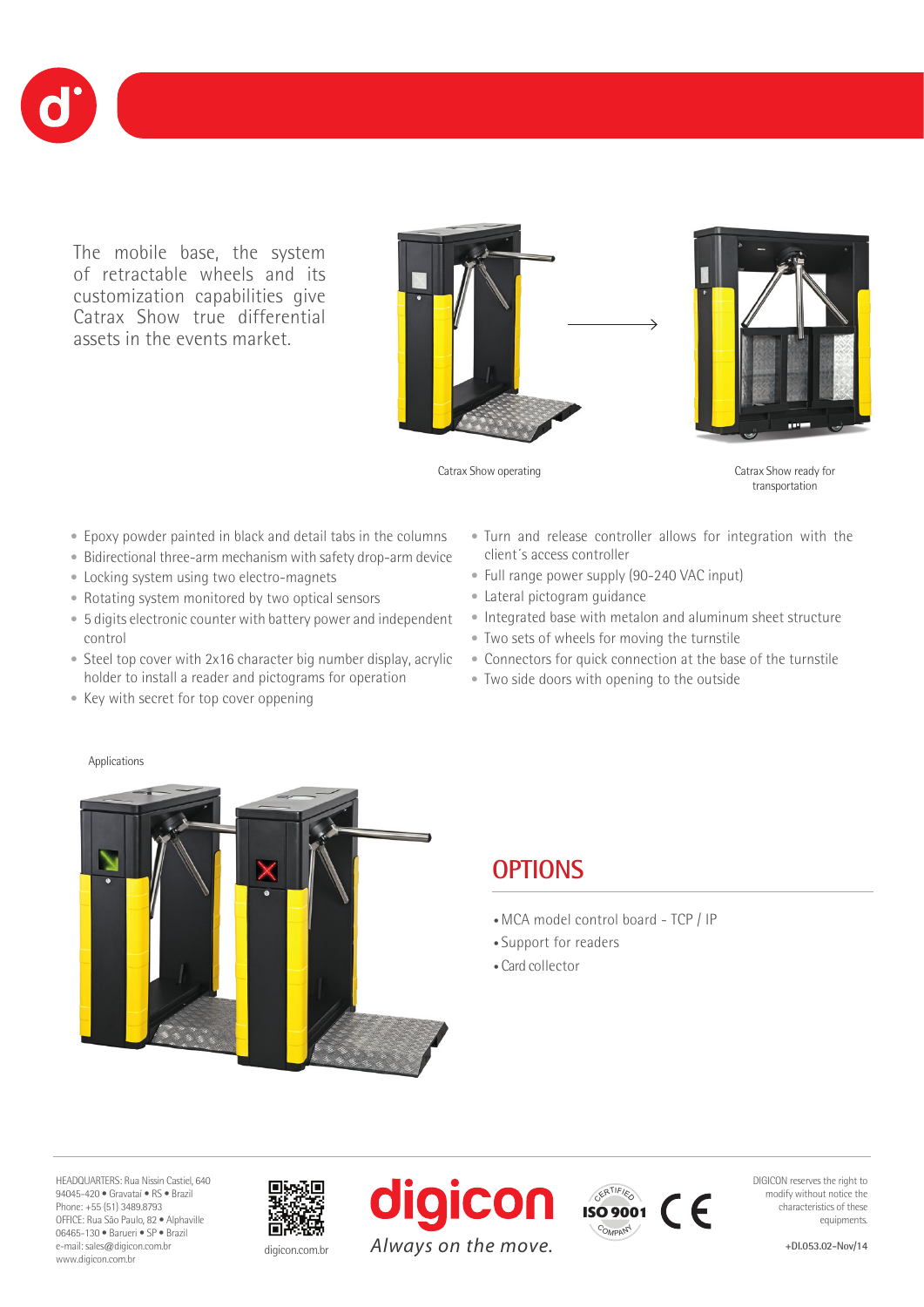The mobile base, the system of retractable wheels and its customization capabilities give Catrax Show true differential assets in the events market.

Catrax Show operating

Catrax Show ready for transportation

- Epoxy powder painted in black and detail tabs in the columns
- Bidirectional three-arm mechanism with safety drop-arm device
- Locking system using two electro-magnets
- Rotating system monitored by two optical sensors
- 5 digits electronic counter with battery power and independent control
- Steel top cover with 2x16 character big number display, acrylic holder to install a reader and pictograms for operation
- Key with secret for top cover oppening
- Turn and release controller allows for integration with the client´s access controller
- Full range power supply (90-240 VAC input)
- Lateral pictogram guidance
- Integrated base with metalon and aluminum sheet structure
- Two sets of wheels for moving the turnstile
- Connectors for quick connection at the base of the turnstile
- Two side doors with opening to the outside

Applications

## OPTIONS

- MCA model control board - TCP / IP
- Support for readers
- Card collector

HEADQUARTERS: Rua Nissin Castiel, 640
94045-420 • Gravataí • RS • Brazil
Phone: +55 (51) 3489.8793
OFFICE: Rua São Paulo, 82 • Alphaville
06465-130 • Barueri • SP • Brazil
e-mail: sales@digicon.com.br
www.digicon.com.br

digicon.com.br

digicon
*Always on the move.*

CERTIFIED ISO 9001 COMPANY

DIGICON reserves the right to modify without notice the characteristics of these equipments.

+DI.053.02-Nov/14